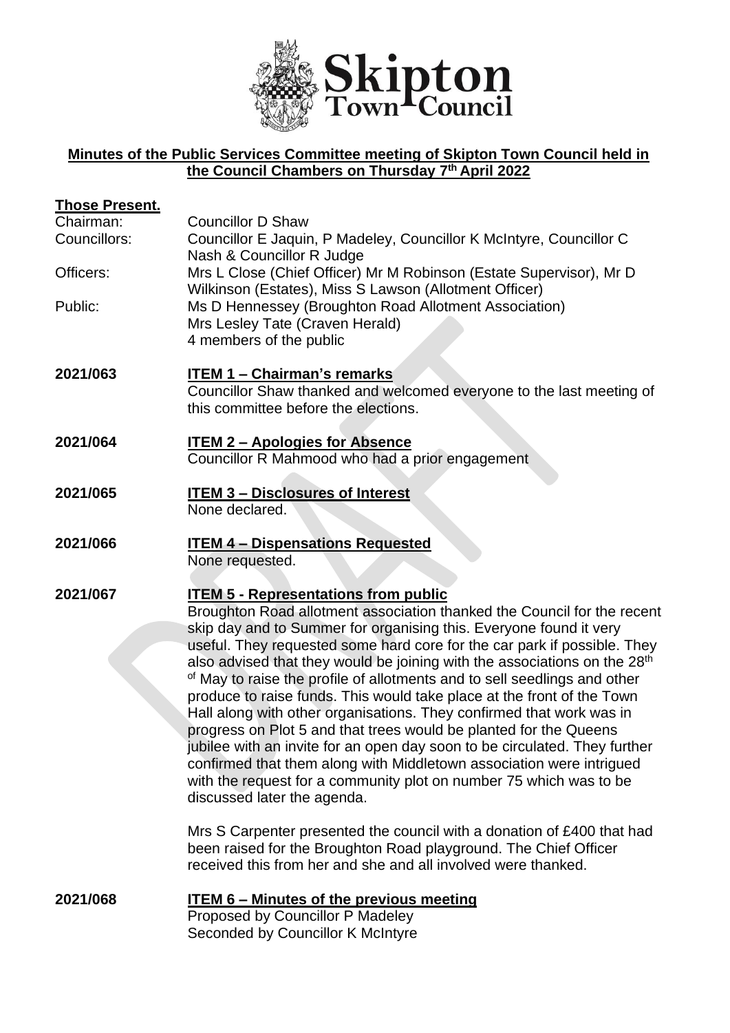**Minutes of the Public Services Committee meeting of Skipton Town Council held in the Council Chambers on Thursday 7th April 2022**

**Those Present.**

Chairman: Councillor D Shaw

Councillors: Councillor E Jaquin, P Madeley, Councillor K McIntyre, Councillor C Nash & Councillor R Judge

Officers: Mrs L Close (Chief Officer) Mr M Robinson (Estate Supervisor), Mr D Wilkinson (Estates), Miss S Lawson (Allotment Officer)

Public: Ms D Hennessey (Broughton Road Allotment Association)
Mrs Lesley Tate (Craven Herald)
4 members of the public

**2021/063** **ITEM 1 – Chairman's remarks**

Councillor Shaw thanked and welcomed everyone to the last meeting of this committee before the elections.

**2021/064** **ITEM 2 – Apologies for Absence**

Councillor R Mahmood who had a prior engagement

**2021/065** **ITEM 3 – Disclosures of Interest**

None declared.

**2021/066** **ITEM 4 – Dispensations Requested**

None requested.

**2021/067** **ITEM 5 - Representations from public**

Broughton Road allotment association thanked the Council for the recent skip day and to Summer for organising this. Everyone found it very useful. They requested some hard core for the car park if possible. They also advised that they would be joining with the associations on the 28th of May to raise the profile of allotments and to sell seedlings and other produce to raise funds. This would take place at the front of the Town Hall along with other organisations. They confirmed that work was in progress on Plot 5 and that trees would be planted for the Queens jubilee with an invite for an open day soon to be circulated. They further confirmed that them along with Middletown association were intrigued with the request for a community plot on number 75 which was to be discussed later the agenda.

Mrs S Carpenter presented the council with a donation of £400 that had been raised for the Broughton Road playground. The Chief Officer received this from her and she and all involved were thanked.

**2021/068** **ITEM 6 – Minutes of the previous meeting**

Proposed by Councillor P Madeley
Seconded by Councillor K McIntyre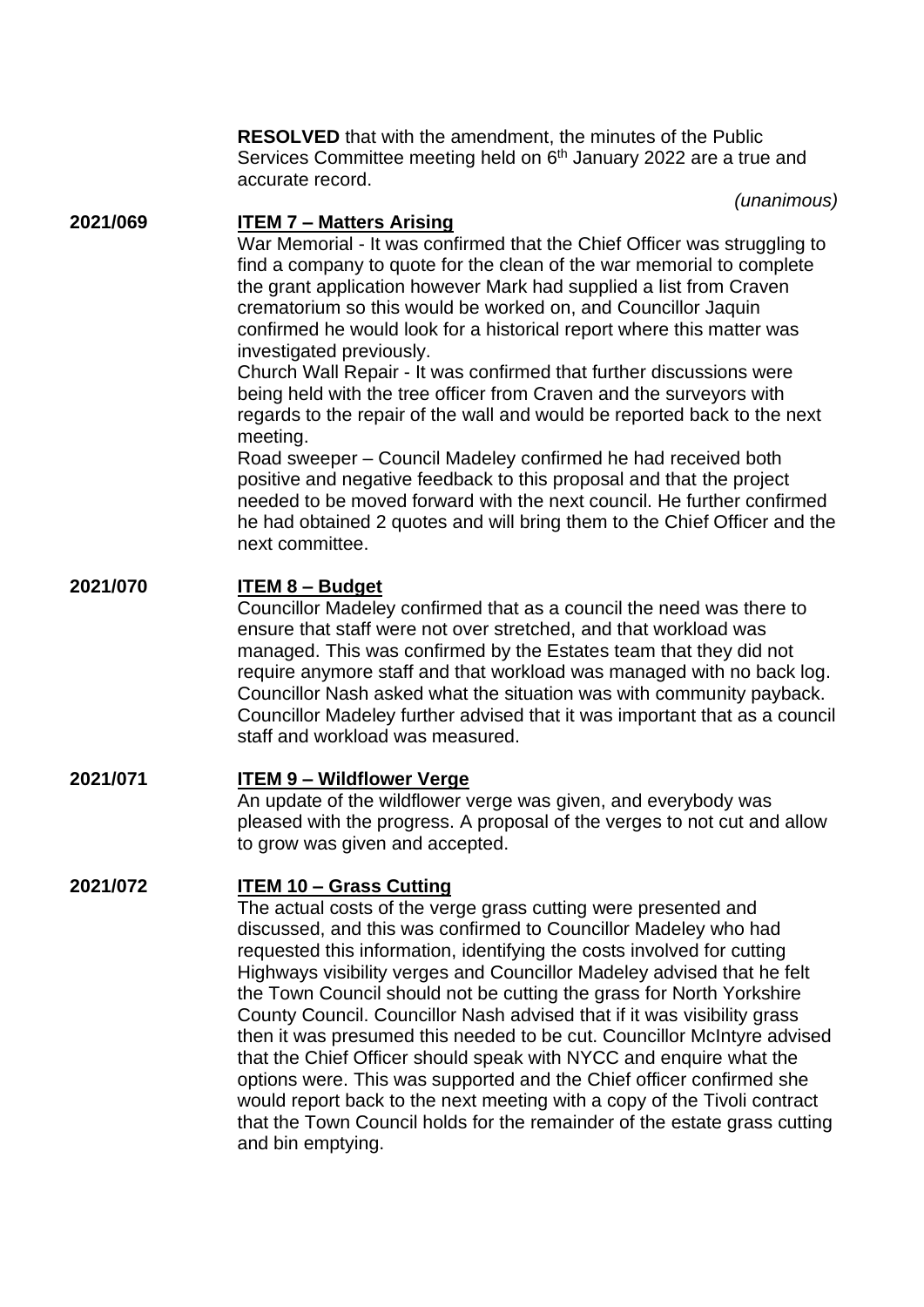**RESOLVED** that with the amendment, the minutes of the Public Services Committee meeting held on 6th January 2022 are a true and accurate record.

*(unanimous)*

**2021/069** **ITEM 7 – Matters Arising**

War Memorial - It was confirmed that the Chief Officer was struggling to find a company to quote for the clean of the war memorial to complete the grant application however Mark had supplied a list from Craven crematorium so this would be worked on, and Councillor Jaquin confirmed he would look for a historical report where this matter was investigated previously.

Church Wall Repair - It was confirmed that further discussions were being held with the tree officer from Craven and the surveyors with regards to the repair of the wall and would be reported back to the next meeting.

Road sweeper – Council Madeley confirmed he had received both positive and negative feedback to this proposal and that the project needed to be moved forward with the next council. He further confirmed he had obtained 2 quotes and will bring them to the Chief Officer and the next committee.

**2021/070** **ITEM 8 – Budget**

Councillor Madeley confirmed that as a council the need was there to ensure that staff were not over stretched, and that workload was managed. This was confirmed by the Estates team that they did not require anymore staff and that workload was managed with no back log. Councillor Nash asked what the situation was with community payback. Councillor Madeley further advised that it was important that as a council staff and workload was measured.

**2021/071** **ITEM 9 – Wildflower Verge**

An update of the wildflower verge was given, and everybody was pleased with the progress. A proposal of the verges to not cut and allow to grow was given and accepted.

**2021/072** **ITEM 10 – Grass Cutting**

The actual costs of the verge grass cutting were presented and discussed, and this was confirmed to Councillor Madeley who had requested this information, identifying the costs involved for cutting Highways visibility verges and Councillor Madeley advised that he felt the Town Council should not be cutting the grass for North Yorkshire County Council. Councillor Nash advised that if it was visibility grass then it was presumed this needed to be cut. Councillor McIntyre advised that the Chief Officer should speak with NYCC and enquire what the options were. This was supported and the Chief officer confirmed she would report back to the next meeting with a copy of the Tivoli contract that the Town Council holds for the remainder of the estate grass cutting and bin emptying.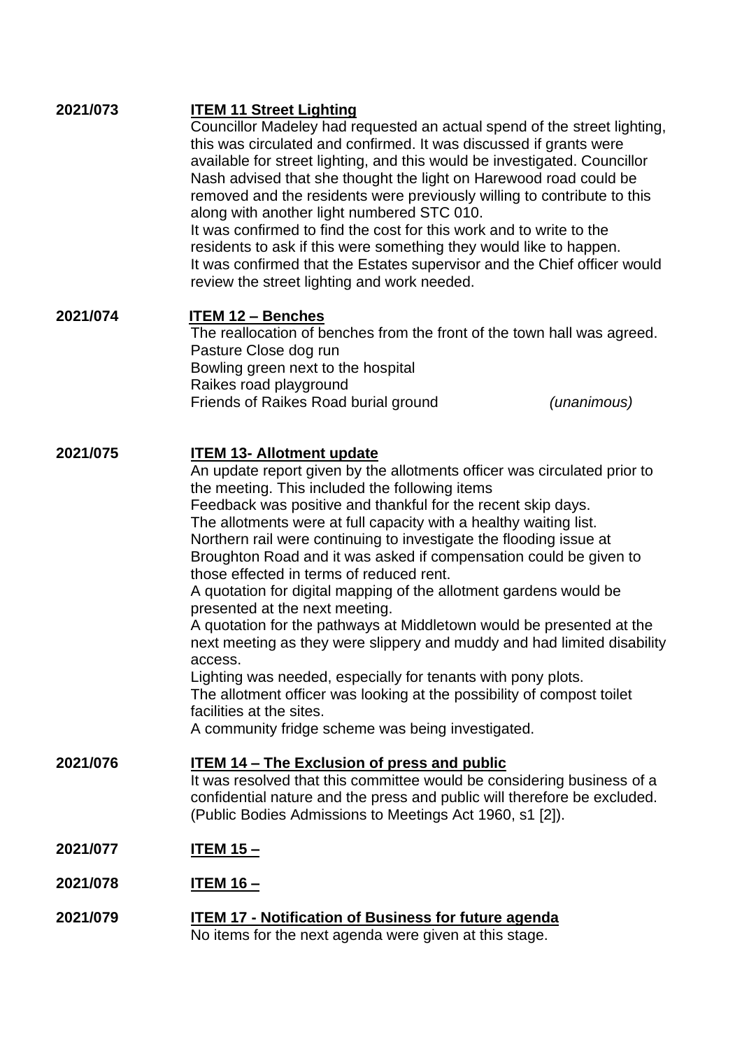**2021/073** **ITEM 11 Street Lighting**

Councillor Madeley had requested an actual spend of the street lighting, this was circulated and confirmed. It was discussed if grants were available for street lighting, and this would be investigated. Councillor Nash advised that she thought the light on Harewood road could be removed and the residents were previously willing to contribute to this along with another light numbered STC 010.
It was confirmed to find the cost for this work and to write to the residents to ask if this were something they would like to happen.
It was confirmed that the Estates supervisor and the Chief officer would review the street lighting and work needed.

**2021/074** **ITEM 12 – Benches**

The reallocation of benches from the front of the town hall was agreed.
Pasture Close dog run
Bowling green next to the hospital
Raikes road playground
Friends of Raikes Road burial ground *(unanimous)*

**2021/075** **ITEM 13- Allotment update**

An update report given by the allotments officer was circulated prior to the meeting. This included the following items
Feedback was positive and thankful for the recent skip days.
The allotments were at full capacity with a healthy waiting list.
Northern rail were continuing to investigate the flooding issue at Broughton Road and it was asked if compensation could be given to those effected in terms of reduced rent.
A quotation for digital mapping of the allotment gardens would be presented at the next meeting.
A quotation for the pathways at Middletown would be presented at the next meeting as they were slippery and muddy and had limited disability access.
Lighting was needed, especially for tenants with pony plots.
The allotment officer was looking at the possibility of compost toilet facilities at the sites.
A community fridge scheme was being investigated.

**2021/076** **ITEM 14 – The Exclusion of press and public**

It was resolved that this committee would be considering business of a confidential nature and the press and public will therefore be excluded. (Public Bodies Admissions to Meetings Act 1960, s1 [2]).

**2021/077** **ITEM 15 –**

**2021/078** **ITEM 16 –**

**2021/079** **ITEM 17 - Notification of Business for future agenda**

No items for the next agenda were given at this stage.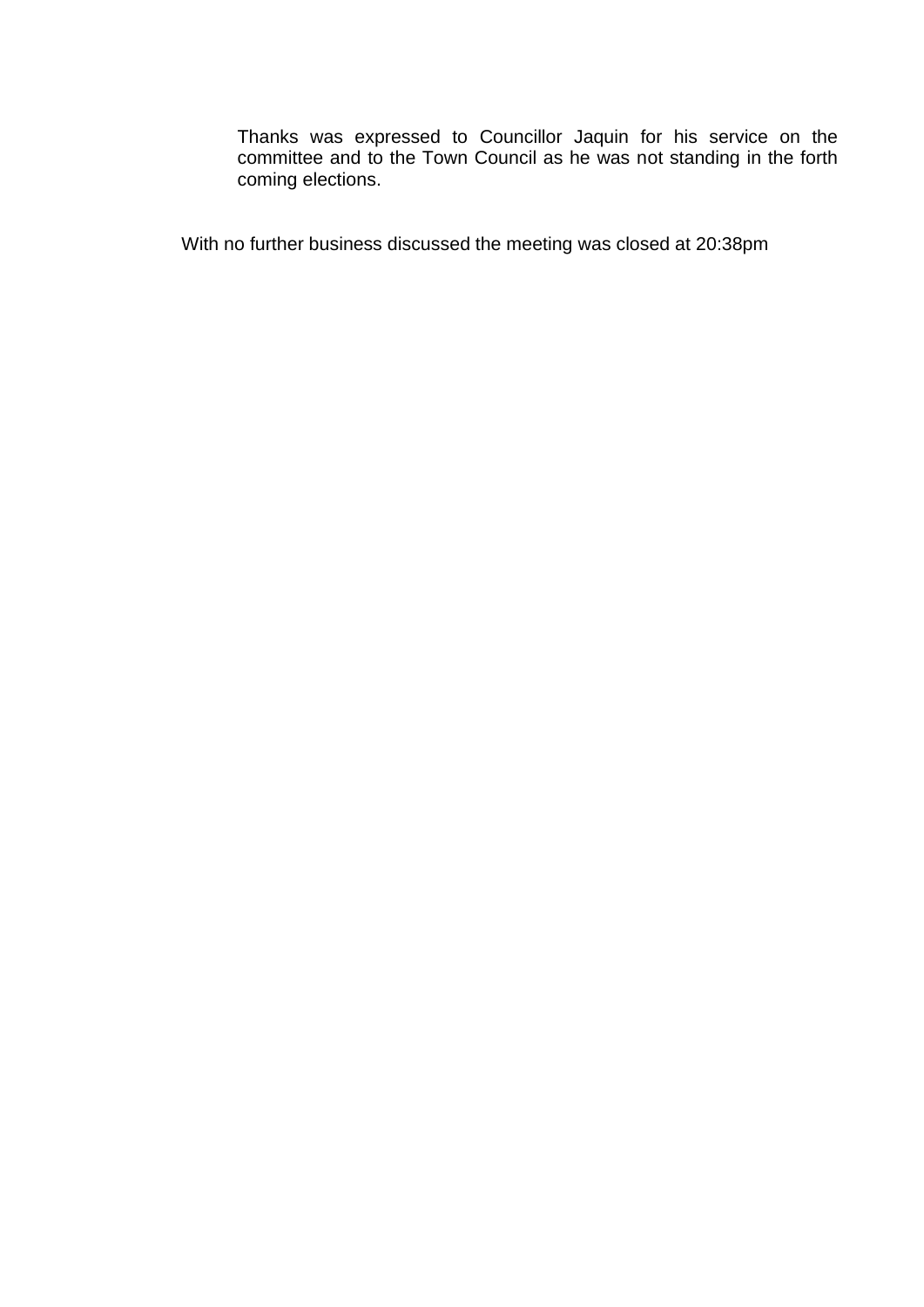Thanks was expressed to Councillor Jaquin for his service on the committee and to the Town Council as he was not standing in the forth coming elections.

With no further business discussed the meeting was closed at 20:38pm